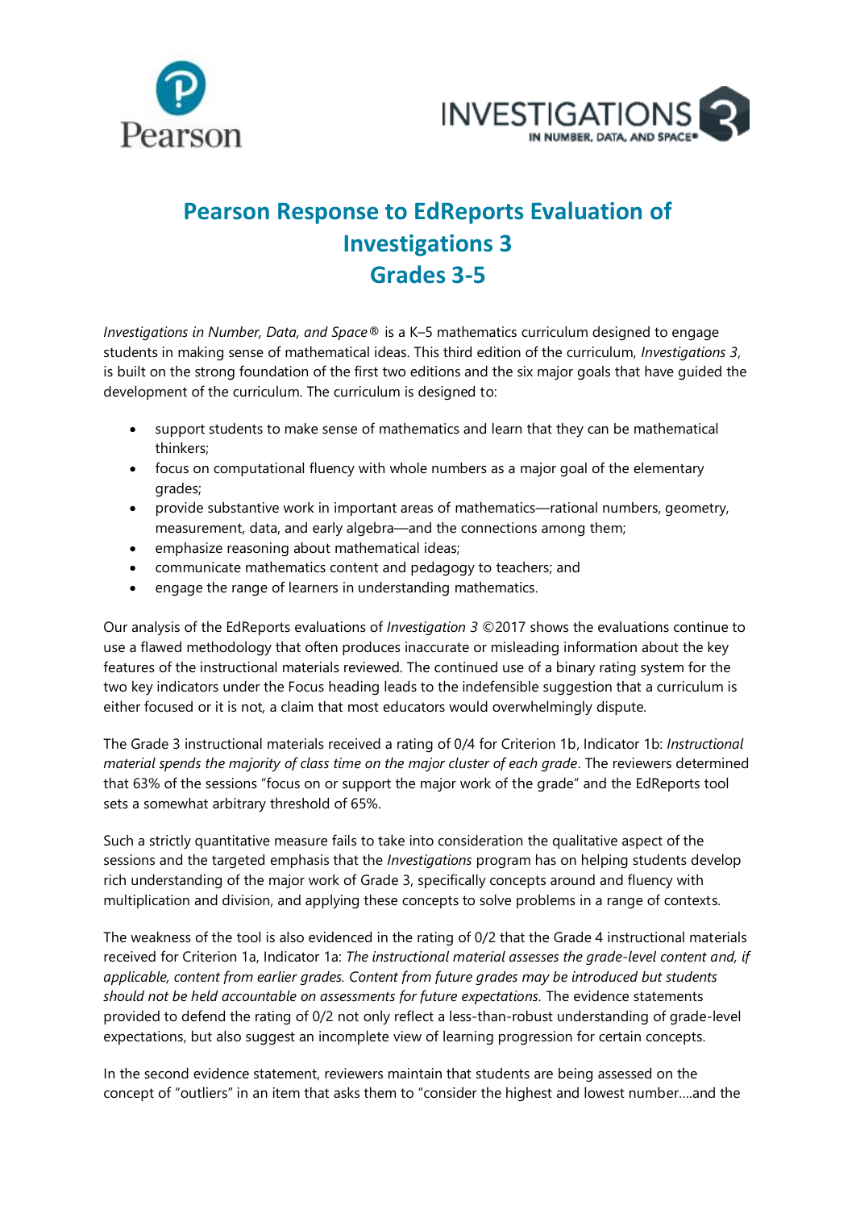# Pearson Response to EdReports Evaluation of Investigations 3 Grades 3-5

*Investigations in Number, Data, and Space®* is a K–5 mathematics curriculum designed to engage students in making sense of mathematical ideas. This third edition of the curriculum, *Investigations 3*, is built on the strong foundation of the first two editions and the six major goals that have guided the development of the curriculum. The curriculum is designed to:

- support students to make sense of mathematics and learn that they can be mathematical thinkers;
- focus on computational fluency with whole numbers as a major goal of the elementary grades;
- provide substantive work in important areas of mathematics—rational numbers, geometry, measurement, data, and early algebra—and the connections among them;
- emphasize reasoning about mathematical ideas;
- communicate mathematics content and pedagogy to teachers; and
- engage the range of learners in understanding mathematics.

Our analysis of the EdReports evaluations of *Investigation 3* ©2017 shows the evaluations continue to use a flawed methodology that often produces inaccurate or misleading information about the key features of the instructional materials reviewed. The continued use of a binary rating system for the two key indicators under the Focus heading leads to the indefensible suggestion that a curriculum is either focused or it is not, a claim that most educators would overwhelmingly dispute.

The Grade 3 instructional materials received a rating of 0/4 for Criterion 1b, Indicator 1b: *Instructional material spends the majority of class time on the major cluster of each grade*. The reviewers determined that 63% of the sessions "focus on or support the major work of the grade" and the EdReports tool sets a somewhat arbitrary threshold of 65%.

Such a strictly quantitative measure fails to take into consideration the qualitative aspect of the sessions and the targeted emphasis that the *Investigations* program has on helping students develop rich understanding of the major work of Grade 3, specifically concepts around and fluency with multiplication and division, and applying these concepts to solve problems in a range of contexts.

The weakness of the tool is also evidenced in the rating of 0/2 that the Grade 4 instructional materials received for Criterion 1a, Indicator 1a: *The instructional material assesses the grade-level content and, if applicable, content from earlier grades. Content from future grades may be introduced but students should not be held accountable on assessments for future expectations*. The evidence statements provided to defend the rating of 0/2 not only reflect a less-than-robust understanding of grade-level expectations, but also suggest an incomplete view of learning progression for certain concepts.

In the second evidence statement, reviewers maintain that students are being assessed on the concept of "outliers" in an item that asks them to "consider the highest and lowest number….and the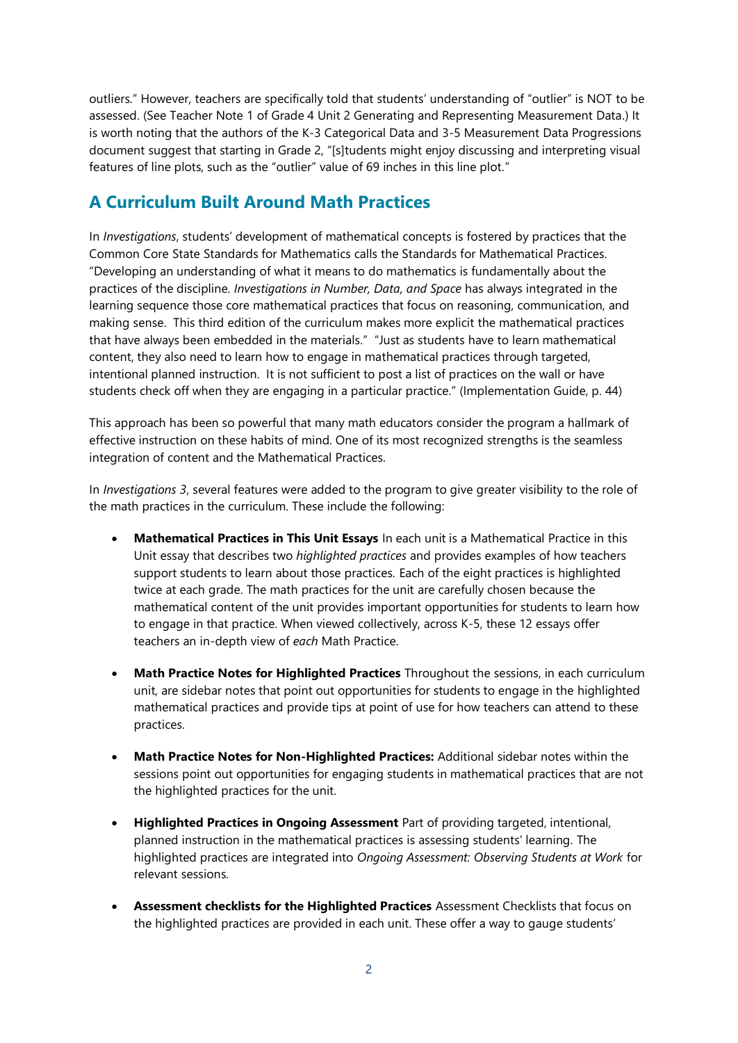outliers." However, teachers are specifically told that students' understanding of "outlier" is NOT to be assessed. (See Teacher Note 1 of Grade 4 Unit 2 Generating and Representing Measurement Data.) It is worth noting that the authors of the K-3 Categorical Data and 3-5 Measurement Data Progressions document suggest that starting in Grade 2, "[s]tudents might enjoy discussing and interpreting visual features of line plots, such as the "outlier" value of 69 inches in this line plot."

## A Curriculum Built Around Math Practices

In *Investigations*, students' development of mathematical concepts is fostered by practices that the Common Core State Standards for Mathematics calls the Standards for Mathematical Practices. "Developing an understanding of what it means to do mathematics is fundamentally about the practices of the discipline. *Investigations in Number, Data, and Space* has always integrated in the learning sequence those core mathematical practices that focus on reasoning, communication, and making sense. This third edition of the curriculum makes more explicit the mathematical practices that have always been embedded in the materials." "Just as students have to learn mathematical content, they also need to learn how to engage in mathematical practices through targeted, intentional planned instruction. It is not sufficient to post a list of practices on the wall or have students check off when they are engaging in a particular practice." (Implementation Guide, p. 44)

This approach has been so powerful that many math educators consider the program a hallmark of effective instruction on these habits of mind. One of its most recognized strengths is the seamless integration of content and the Mathematical Practices.

In *Investigations 3*, several features were added to the program to give greater visibility to the role of the math practices in the curriculum. These include the following:

- **Mathematical Practices in This Unit Essays** In each unit is a Mathematical Practice in this Unit essay that describes two *highlighted practices* and provides examples of how teachers support students to learn about those practices. Each of the eight practices is highlighted twice at each grade. The math practices for the unit are carefully chosen because the mathematical content of the unit provides important opportunities for students to learn how to engage in that practice. When viewed collectively, across K-5, these 12 essays offer teachers an in-depth view of *each* Math Practice.
- **Math Practice Notes for Highlighted Practices** Throughout the sessions, in each curriculum unit, are sidebar notes that point out opportunities for students to engage in the highlighted mathematical practices and provide tips at point of use for how teachers can attend to these practices.
- **Math Practice Notes for Non-Highlighted Practices:** Additional sidebar notes within the sessions point out opportunities for engaging students in mathematical practices that are not the highlighted practices for the unit.
- **Highlighted Practices in Ongoing Assessment** Part of providing targeted, intentional, planned instruction in the mathematical practices is assessing students' learning. The highlighted practices are integrated into *Ongoing Assessment: Observing Students at Work* for relevant sessions.
- **Assessment checklists for the Highlighted Practices** Assessment Checklists that focus on the highlighted practices are provided in each unit. These offer a way to gauge students'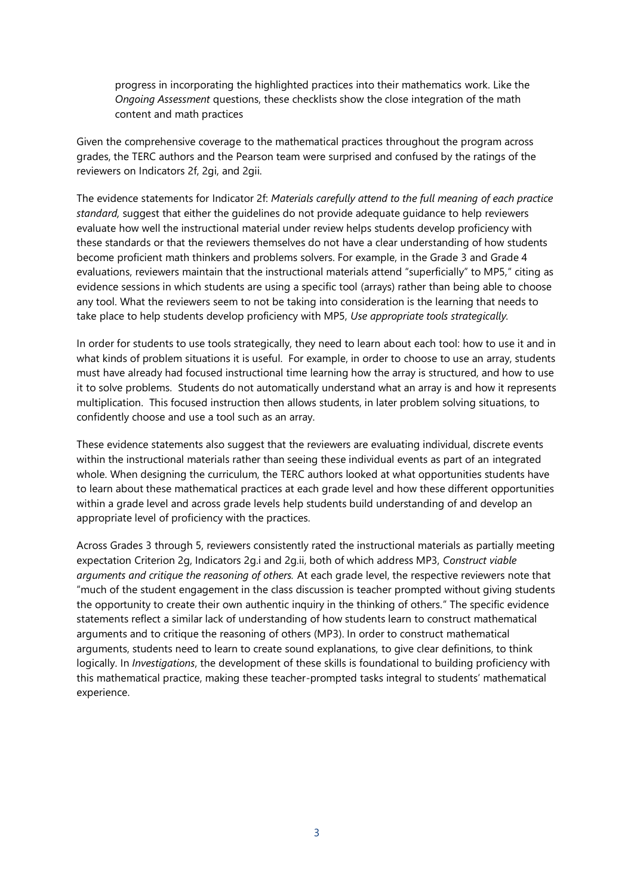progress in incorporating the highlighted practices into their mathematics work. Like the *Ongoing Assessment* questions, these checklists show the close integration of the math content and math practices

Given the comprehensive coverage to the mathematical practices throughout the program across grades, the TERC authors and the Pearson team were surprised and confused by the ratings of the reviewers on Indicators 2f, 2gi, and 2gii.

The evidence statements for Indicator 2f: *Materials carefully attend to the full meaning of each practice standard,* suggest that either the guidelines do not provide adequate guidance to help reviewers evaluate how well the instructional material under review helps students develop proficiency with these standards or that the reviewers themselves do not have a clear understanding of how students become proficient math thinkers and problems solvers. For example, in the Grade 3 and Grade 4 evaluations, reviewers maintain that the instructional materials attend "superficially" to MP5," citing as evidence sessions in which students are using a specific tool (arrays) rather than being able to choose any tool. What the reviewers seem to not be taking into consideration is the learning that needs to take place to help students develop proficiency with MP5, *Use appropriate tools strategically.*

In order for students to use tools strategically, they need to learn about each tool: how to use it and in what kinds of problem situations it is useful. For example, in order to choose to use an array, students must have already had focused instructional time learning how the array is structured, and how to use it to solve problems. Students do not automatically understand what an array is and how it represents multiplication. This focused instruction then allows students, in later problem solving situations, to confidently choose and use a tool such as an array.

These evidence statements also suggest that the reviewers are evaluating individual, discrete events within the instructional materials rather than seeing these individual events as part of an integrated whole. When designing the curriculum, the TERC authors looked at what opportunities students have to learn about these mathematical practices at each grade level and how these different opportunities within a grade level and across grade levels help students build understanding of and develop an appropriate level of proficiency with the practices.

Across Grades 3 through 5, reviewers consistently rated the instructional materials as partially meeting expectation Criterion 2g, Indicators 2g.i and 2g.ii, both of which address MP3, *Construct viable arguments and critique the reasoning of others.* At each grade level, the respective reviewers note that "much of the student engagement in the class discussion is teacher prompted without giving students the opportunity to create their own authentic inquiry in the thinking of others." The specific evidence statements reflect a similar lack of understanding of how students learn to construct mathematical arguments and to critique the reasoning of others (MP3). In order to construct mathematical arguments, students need to learn to create sound explanations, to give clear definitions, to think logically. In *Investigations*, the development of these skills is foundational to building proficiency with this mathematical practice, making these teacher-prompted tasks integral to students' mathematical experience.